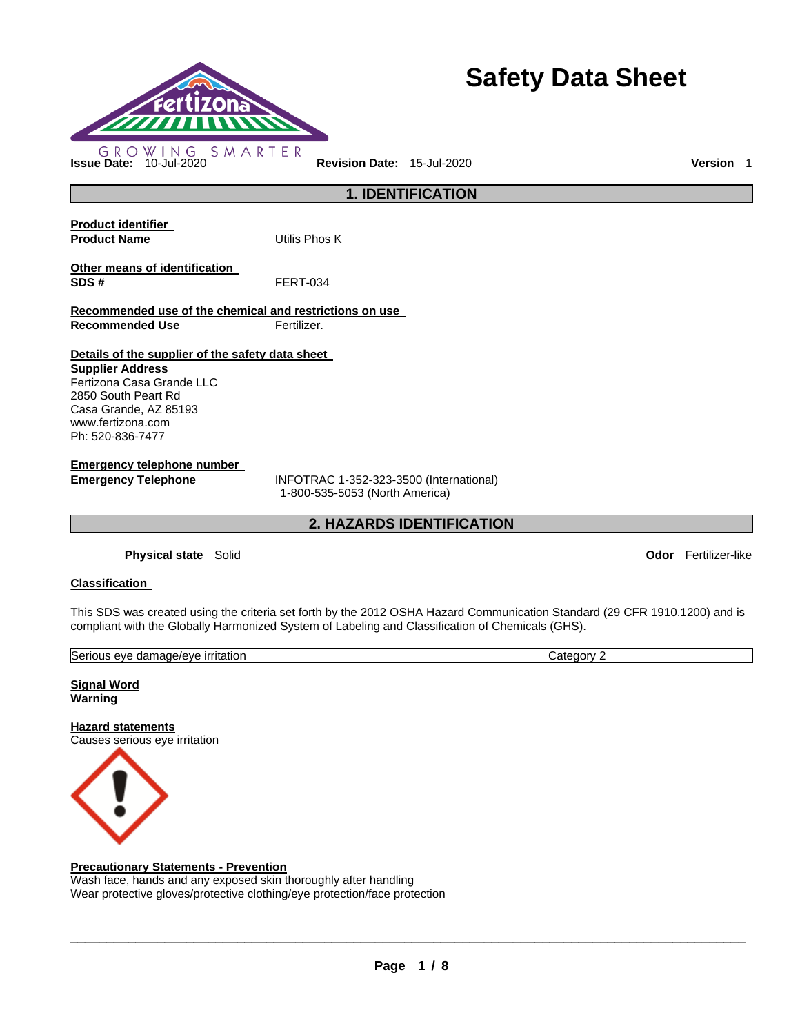# Safety Data Sheet

GROWING SMARTER

**Issue Date:** 10-Jul-2020 **Revision Date:** 15-Jul-2020 **Version** 1

## 1. IDENTIFICATION

**Product identifier**

**Product Name** Utilis Phos K

**Other means of identification**

**SDS #** FERT-034

**Recommended use of the chemical and restrictions on use**

**Recommended Use** Fertilizer.

**Details of the supplier of the safety data sheet**

**Supplier Address**
Fertizona Casa Grande LLC
2850 South Peart Rd
Casa Grande, AZ 85193
www.fertizona.com
Ph: 520-836-7477

**Emergency telephone number**

**Emergency Telephone** INFOTRAC 1-352-323-3500 (International)
1-800-535-5053 (North America)

## 2. HAZARDS IDENTIFICATION

**Physical state** Solid **Odor** Fertilizer-like

**Classification**

This SDS was created using the criteria set forth by the 2012 OSHA Hazard Communication Standard (29 CFR 1910.1200) and is compliant with the Globally Harmonized System of Labeling and Classification of Chemicals (GHS).

| Serious eye damage/eye irritation | Category 2 |
|---|---|

**Signal Word**
**Warning**

**Hazard statements**
Causes serious eye irritation

**Precautionary Statements - Prevention**
Wash face, hands and any exposed skin thoroughly after handling
Wear protective gloves/protective clothing/eye protection/face protection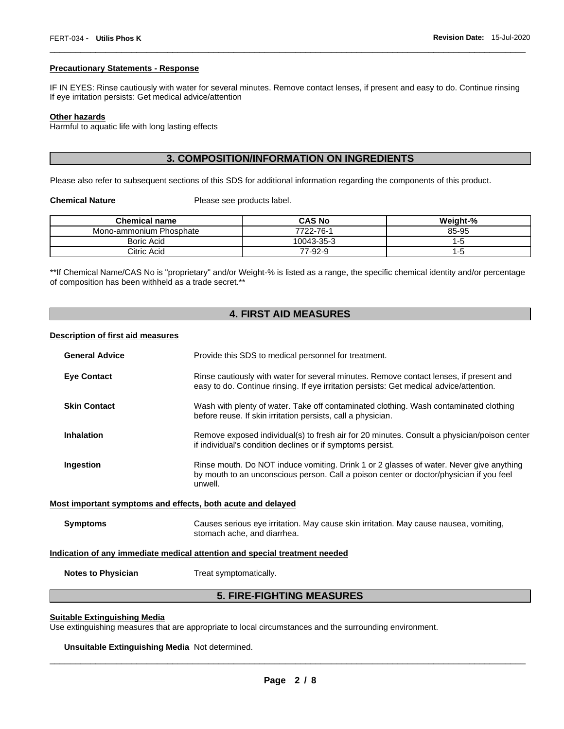#### Precautionary Statements - Response

IF IN EYES: Rinse cautiously with water for several minutes. Remove contact lenses, if present and easy to do. Continue rinsing
If eye irritation persists: Get medical advice/attention

#### Other hazards

Harmful to aquatic life with long lasting effects

## 3. COMPOSITION/INFORMATION ON INGREDIENTS

Please also refer to subsequent sections of this SDS for additional information regarding the components of this product.

**Chemical Nature** Please see products label.

| Chemical name | CAS No | Weight-% |
| --- | --- | --- |
| Mono-ammonium Phosphate | 7722-76-1 | 85-95 |
| Boric Acid | 10043-35-3 | 1-5 |
| Citric Acid | 77-92-9 | 1-5 |

**If Chemical Name/CAS No is "proprietary" and/or Weight-% is listed as a range, the specific chemical identity and/or percentage of composition has been withheld as a trade secret.**

## 4. FIRST AID MEASURES

#### Description of first aid measures

**General Advice** Provide this SDS to medical personnel for treatment.

**Eye Contact** Rinse cautiously with water for several minutes. Remove contact lenses, if present and easy to do. Continue rinsing. If eye irritation persists: Get medical advice/attention.

**Skin Contact** Wash with plenty of water. Take off contaminated clothing. Wash contaminated clothing before reuse. If skin irritation persists, call a physician.

**Inhalation** Remove exposed individual(s) to fresh air for 20 minutes. Consult a physician/poison center if individual's condition declines or if symptoms persist.

**Ingestion** Rinse mouth. Do NOT induce vomiting. Drink 1 or 2 glasses of water. Never give anything by mouth to an unconscious person. Call a poison center or doctor/physician if you feel unwell.

#### Most important symptoms and effects, both acute and delayed

**Symptoms** Causes serious eye irritation. May cause skin irritation. May cause nausea, vomiting, stomach ache, and diarrhea.

#### Indication of any immediate medical attention and special treatment needed

**Notes to Physician** Treat symptomatically.

## 5. FIRE-FIGHTING MEASURES

#### Suitable Extinguishing Media

Use extinguishing measures that are appropriate to local circumstances and the surrounding environment.

**Unsuitable Extinguishing Media** Not determined.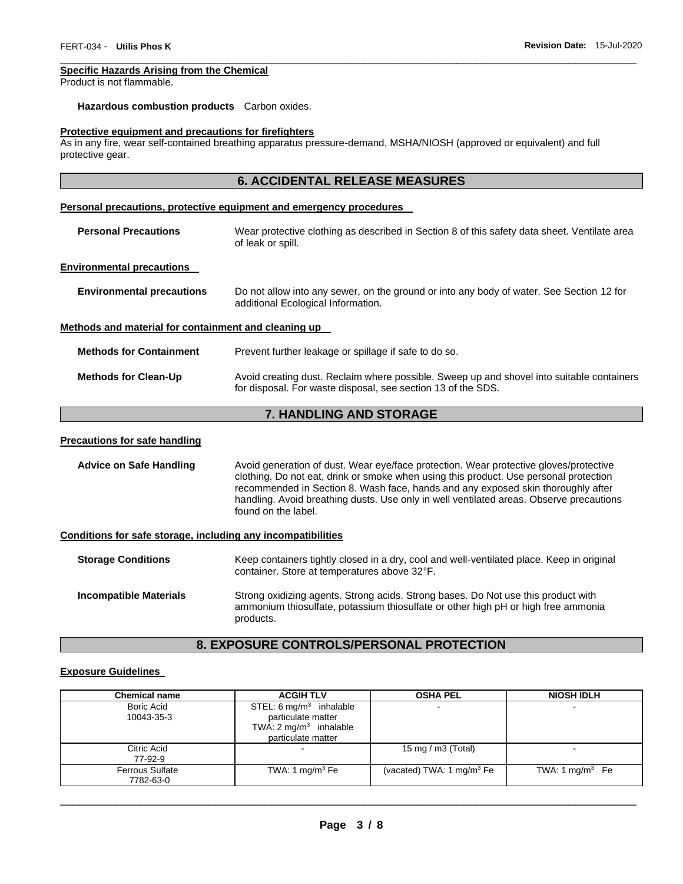**Specific Hazards Arising from the Chemical**
Product is not flammable.

**Hazardous combustion products** Carbon oxides.

**Protective equipment and precautions for firefighters**
As in any fire, wear self-contained breathing apparatus pressure-demand, MSHA/NIOSH (approved or equivalent) and full protective gear.

## 6. ACCIDENTAL RELEASE MEASURES

**Personal precautions, protective equipment and emergency procedures**

**Personal Precautions** Wear protective clothing as described in Section 8 of this safety data sheet. Ventilate area of leak or spill.

**Environmental precautions**

**Environmental precautions** Do not allow into any sewer, on the ground or into any body of water. See Section 12 for additional Ecological Information.

**Methods and material for containment and cleaning up**

**Methods for Containment** Prevent further leakage or spillage if safe to do so.

**Methods for Clean-Up** Avoid creating dust. Reclaim where possible. Sweep up and shovel into suitable containers for disposal. For waste disposal, see section 13 of the SDS.

## 7. HANDLING AND STORAGE

**Precautions for safe handling**

**Advice on Safe Handling** Avoid generation of dust. Wear eye/face protection. Wear protective gloves/protective clothing. Do not eat, drink or smoke when using this product. Use personal protection recommended in Section 8. Wash face, hands and any exposed skin thoroughly after handling. Avoid breathing dusts. Use only in well ventilated areas. Observe precautions found on the label.

**Conditions for safe storage, including any incompatibilities**

**Storage Conditions** Keep containers tightly closed in a dry, cool and well-ventilated place. Keep in original container. Store at temperatures above 32°F.

**Incompatible Materials** Strong oxidizing agents. Strong acids. Strong bases. Do Not use this product with ammonium thiosulfate, potassium thiosulfate or other high pH or high free ammonia products.

## 8. EXPOSURE CONTROLS/PERSONAL PROTECTION

**Exposure Guidelines**

| Chemical name | ACGIH TLV | OSHA PEL | NIOSH IDLH |
|---|---|---|---|
| Boric Acid 10043-35-3 | STEL: 6 mg/m$^3$ inhalable particulate matter TWA: 2 mg/m$^3$ inhalable particulate matter | - | - |
| Citric Acid 77-92-9 | - | 15 mg / m3 (Total) | - |
| Ferrous Sulfate 7782-63-0 | TWA: 1 mg/m$^3$ Fe | (vacated) TWA: 1 mg/m$^3$ Fe | TWA: 1 mg/m$^3$ Fe |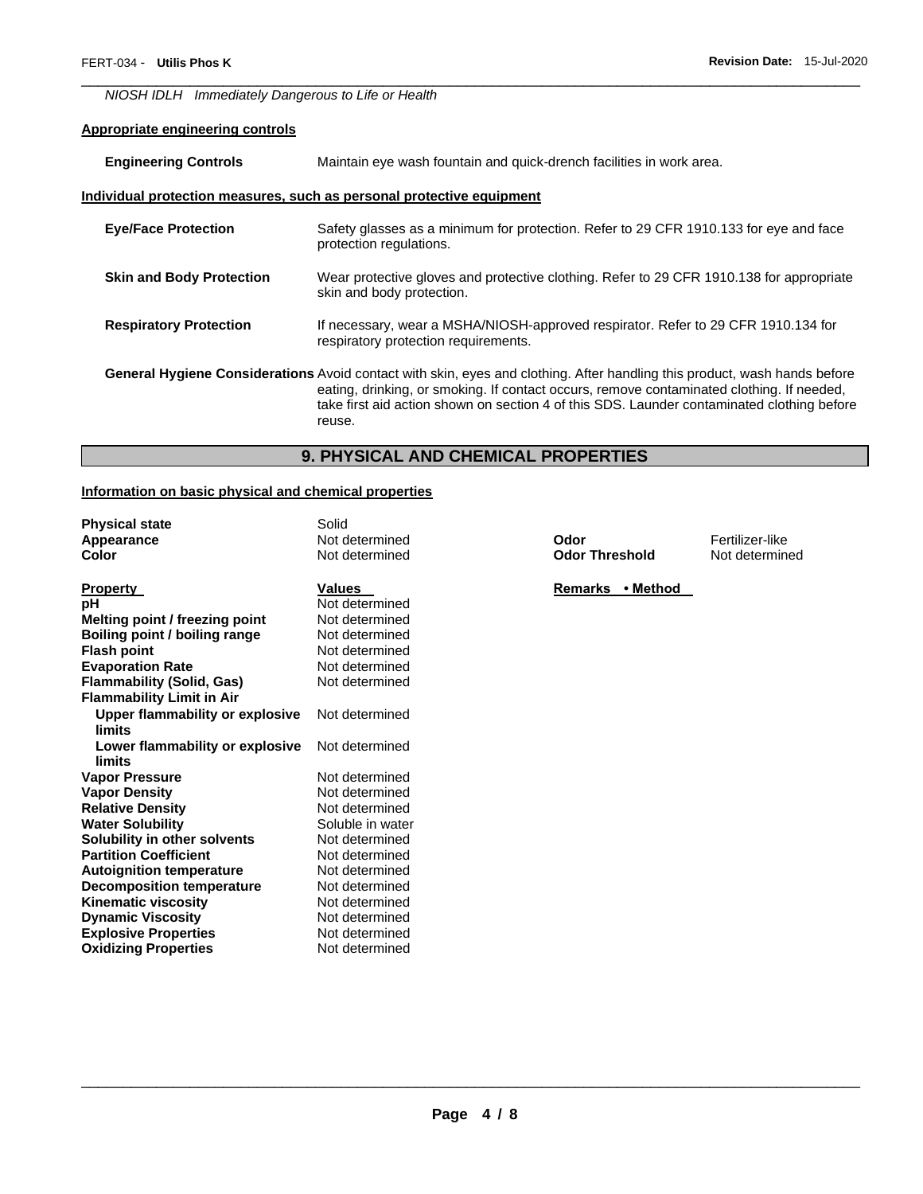*NIOSH IDLH Immediately Dangerous to Life or Health*

**Appropriate engineering controls**

**Engineering Controls** Maintain eye wash fountain and quick-drench facilities in work area.

**Individual protection measures, such as personal protective equipment**

**Eye/Face Protection** Safety glasses as a minimum for protection. Refer to 29 CFR 1910.133 for eye and face protection regulations.

**Skin and Body Protection** Wear protective gloves and protective clothing. Refer to 29 CFR 1910.138 for appropriate skin and body protection.

**Respiratory Protection** If necessary, wear a MSHA/NIOSH-approved respirator. Refer to 29 CFR 1910.134 for respiratory protection requirements.

**General Hygiene Considerations** Avoid contact with skin, eyes and clothing. After handling this product, wash hands before eating, drinking, or smoking. If contact occurs, remove contaminated clothing. If needed, take first aid action shown on section 4 of this SDS. Launder contaminated clothing before reuse.

## 9. PHYSICAL AND CHEMICAL PROPERTIES

**Information on basic physical and chemical properties**

| | | | |
|---|---|---|---|
| **Physical state** | Solid | | |
| **Appearance** | Not determined | **Odor** | Fertilizer-like |
| **Color** | Not determined | **Odor Threshold** | Not determined |

| **Property** | **Values** | **Remarks • Method** |
|---|---|---|
| **pH** | Not determined | |
| **Melting point / freezing point** | Not determined | |
| **Boiling point / boiling range** | Not determined | |
| **Flash point** | Not determined | |
| **Evaporation Rate** | Not determined | |
| **Flammability (Solid, Gas)** | Not determined | |
| **Flammability Limit in Air** | | |
| **Upper flammability or explosive limits** | Not determined | |
| **Lower flammability or explosive limits** | Not determined | |
| **Vapor Pressure** | Not determined | |
| **Vapor Density** | Not determined | |
| **Relative Density** | Not determined | |
| **Water Solubility** | Soluble in water | |
| **Solubility in other solvents** | Not determined | |
| **Partition Coefficient** | Not determined | |
| **Autoignition temperature** | Not determined | |
| **Decomposition temperature** | Not determined | |
| **Kinematic viscosity** | Not determined | |
| **Dynamic Viscosity** | Not determined | |
| **Explosive Properties** | Not determined | |
| **Oxidizing Properties** | Not determined | |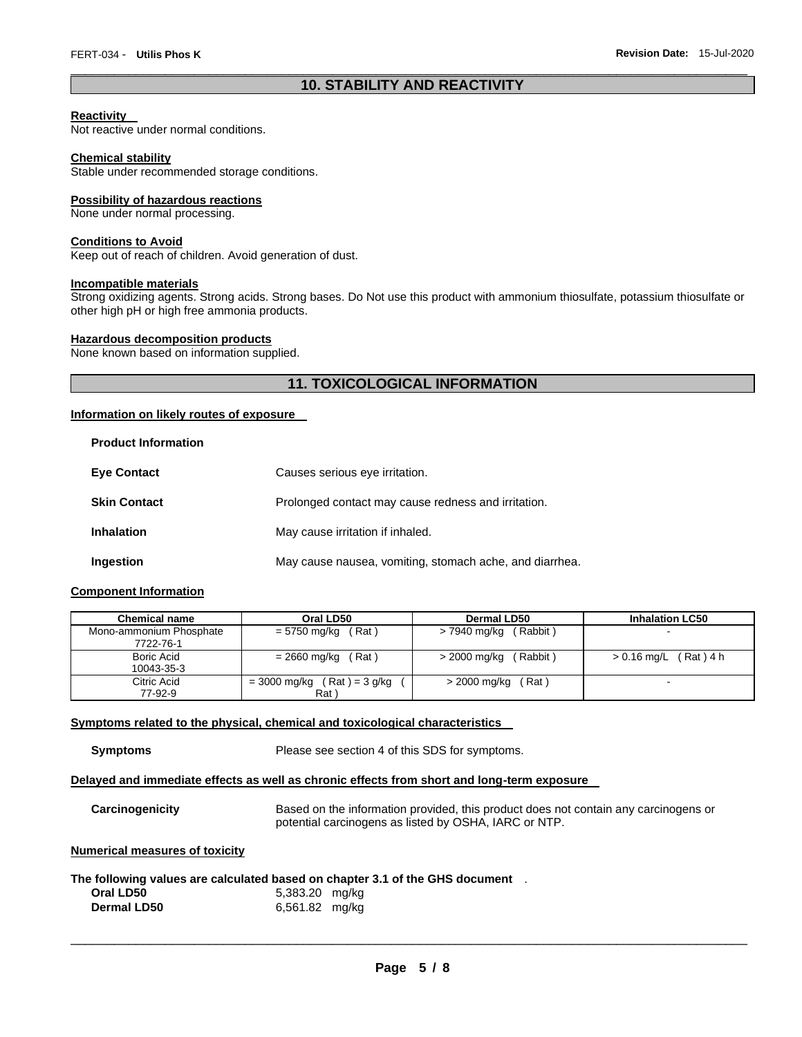## 10. STABILITY AND REACTIVITY

**Reactivity**
Not reactive under normal conditions.

**Chemical stability**
Stable under recommended storage conditions.

**Possibility of hazardous reactions**
None under normal processing.

**Conditions to Avoid**
Keep out of reach of children. Avoid generation of dust.

**Incompatible materials**
Strong oxidizing agents. Strong acids. Strong bases. Do Not use this product with ammonium thiosulfate, potassium thiosulfate or other high pH or high free ammonia products.

**Hazardous decomposition products**
None known based on information supplied.

## 11. TOXICOLOGICAL INFORMATION

**Information on likely routes of exposure**

**Product Information**

| | |
|---|---|
| **Eye Contact** | Causes serious eye irritation. |
| **Skin Contact** | Prolonged contact may cause redness and irritation. |
| **Inhalation** | May cause irritation if inhaled. |
| **Ingestion** | May cause nausea, vomiting, stomach ache, and diarrhea. |

**Component Information**

| Chemical name | Oral LD50 | Dermal LD50 | Inhalation LC50 |
|---|---|---|---|
| Mono-ammonium Phosphate 7722-76-1 | = 5750 mg/kg ( Rat ) | > 7940 mg/kg ( Rabbit ) | - |
| Boric Acid 10043-35-3 | = 2660 mg/kg ( Rat ) | > 2000 mg/kg ( Rabbit ) | > 0.16 mg/L ( Rat ) 4 h |
| Citric Acid 77-92-9 | = 3000 mg/kg ( Rat ) = 3 g/kg ( Rat ) | > 2000 mg/kg ( Rat ) | - |

**Symptoms related to the physical, chemical and toxicological characteristics**

**Symptoms** Please see section 4 of this SDS for symptoms.

**Delayed and immediate effects as well as chronic effects from short and long-term exposure**

**Carcinogenicity** Based on the information provided, this product does not contain any carcinogens or potential carcinogens as listed by OSHA, IARC or NTP.

**Numerical measures of toxicity**

**The following values are calculated based on chapter 3.1 of the GHS document** .

| | |
|---|---|
| **Oral LD50** | 5,383.20 mg/kg |
| **Dermal LD50** | 6,561.82 mg/kg |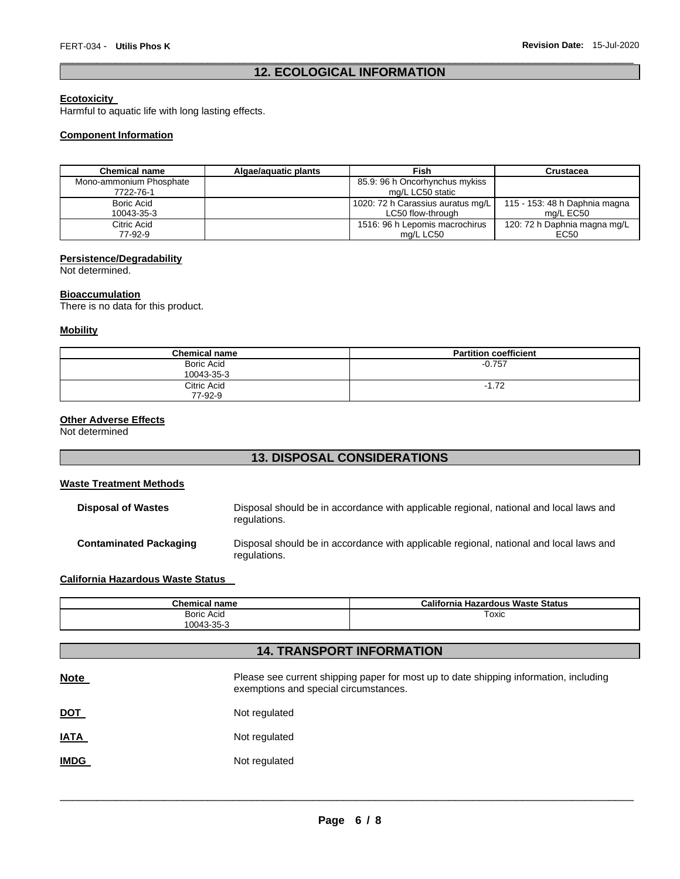## 12. ECOLOGICAL INFORMATION

**Ecotoxicity**

Harmful to aquatic life with long lasting effects.

**Component Information**

| Chemical name | Algae/aquatic plants | Fish | Crustacea |
|---|---|---|---|
| Mono-ammonium Phosphate 7722-76-1 | | 85.9: 96 h Oncorhynchus mykiss mg/L LC50 static | |
| Boric Acid 10043-35-3 | | 1020: 72 h Carassius auratus mg/L LC50 flow-through | 115 - 153: 48 h Daphnia magna mg/L EC50 |
| Citric Acid 77-92-9 | | 1516: 96 h Lepomis macrochirus mg/L LC50 | 120: 72 h Daphnia magna mg/L EC50 |

**Persistence/Degradability**

Not determined.

**Bioaccumulation**

There is no data for this product.

**Mobility**

| Chemical name | Partition coefficient |
|---|---|
| Boric Acid 10043-35-3 | -0.757 |
| Citric Acid 77-92-9 | -1.72 |

**Other Adverse Effects**

Not determined

## 13. DISPOSAL CONSIDERATIONS

**Waste Treatment Methods**

**Disposal of Wastes** Disposal should be in accordance with applicable regional, national and local laws and regulations.

**Contaminated Packaging** Disposal should be in accordance with applicable regional, national and local laws and regulations.

**California Hazardous Waste Status**

| Chemical name | California Hazardous Waste Status |
|---|---|
| Boric Acid 10043-35-3 | Toxic |

## 14. TRANSPORT INFORMATION

**Note** Please see current shipping paper for most up to date shipping information, including exemptions and special circumstances.

**DOT** Not regulated

**IATA** Not regulated

**IMDG** Not regulated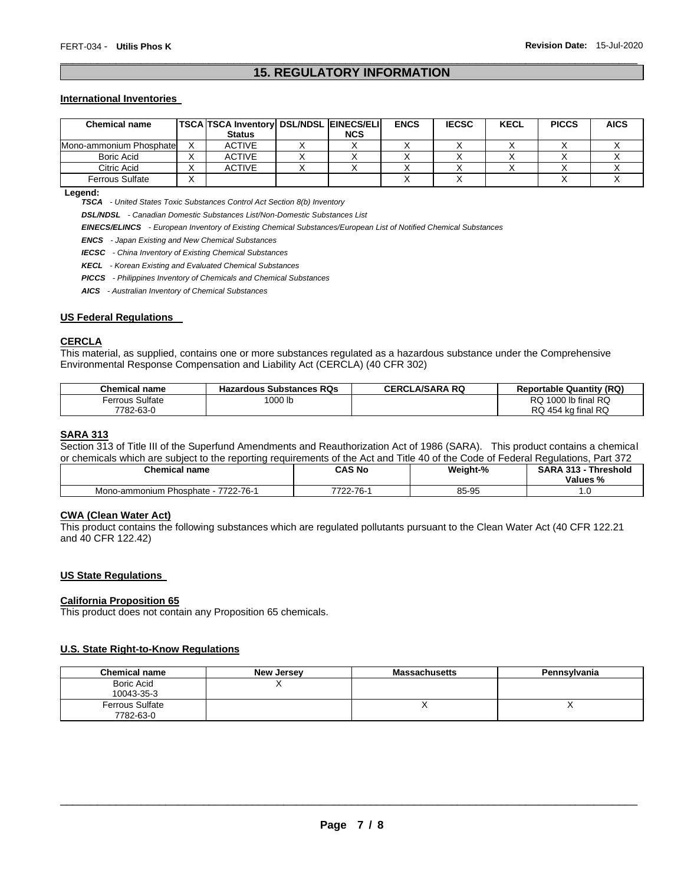## 15. REGULATORY INFORMATION

### International Inventories

| Chemical name | TSCA | TSCA Inventory Status | DSL/NDSL | EINECS/ELINCS | ENCS | IECSC | KECL | PICCS | AICS |
|---|---|---|---|---|---|---|---|---|---|
| Mono-ammonium Phosphate | X | ACTIVE | X | X | X | X | X | X | X |
| Boric Acid | X | ACTIVE | X | X | X | X | X | X | X |
| Citric Acid | X | ACTIVE | X | X | X | X | X | X | X |
| Ferrous Sulfate | X | | | | X | X | | X | X |

**Legend:**

***TSCA*** *- United States Toxic Substances Control Act Section 8(b) Inventory*

***DSL/NDSL*** *- Canadian Domestic Substances List/Non-Domestic Substances List*

***EINECS/ELINCS*** *- European Inventory of Existing Chemical Substances/European List of Notified Chemical Substances*

***ENCS*** *- Japan Existing and New Chemical Substances*

***IECSC*** *- China Inventory of Existing Chemical Substances*

***KECL*** *- Korean Existing and Evaluated Chemical Substances*

***PICCS*** *- Philippines Inventory of Chemicals and Chemical Substances*

***AICS*** *- Australian Inventory of Chemical Substances*

### US Federal Regulations

#### CERCLA

This material, as supplied, contains one or more substances regulated as a hazardous substance under the Comprehensive Environmental Response Compensation and Liability Act (CERCLA) (40 CFR 302)

| Chemical name | Hazardous Substances RQs | CERCLA/SARA RQ | Reportable Quantity (RQ) |
|---|---|---|---|
| Ferrous Sulfate<br>7782-63-0 | 1000 lb | | RQ 1000 lb final RQ<br>RQ 454 kg final RQ |

#### SARA 313

Section 313 of Title III of the Superfund Amendments and Reauthorization Act of 1986 (SARA). This product contains a chemical or chemicals which are subject to the reporting requirements of the Act and Title 40 of the Code of Federal Regulations, Part 372

| Chemical name | CAS No | Weight-% | SARA 313 - Threshold Values % |
|---|---|---|---|
| Mono-ammonium Phosphate - 7722-76-1 | 7722-76-1 | 85-95 | 1.0 |

#### CWA (Clean Water Act)

This product contains the following substances which are regulated pollutants pursuant to the Clean Water Act (40 CFR 122.21 and 40 CFR 122.42)

### US State Regulations

#### California Proposition 65

This product does not contain any Proposition 65 chemicals.

### U.S. State Right-to-Know Regulations

| Chemical name | New Jersey | Massachusetts | Pennsylvania |
|---|---|---|---|
| Boric Acid<br>10043-35-3 | X | | |
| Ferrous Sulfate<br>7782-63-0 | | X | X |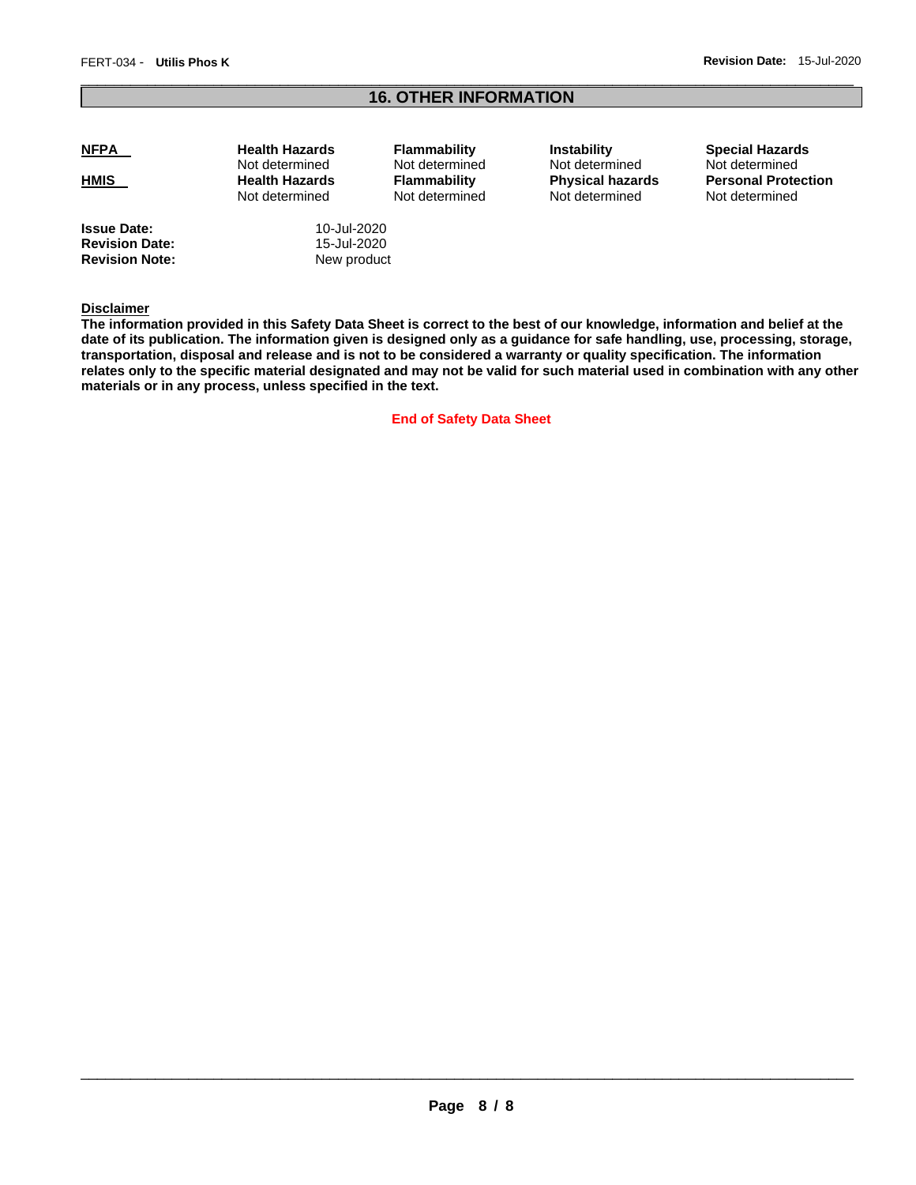## 16. OTHER INFORMATION

| | | | | |
|---|---|---|---|---|
| **NFPA** | **Health Hazards** | **Flammability** | **Instability** | **Special Hazards** |
| | Not determined | Not determined | Not determined | Not determined |
| **HMIS** | **Health Hazards** | **Flammability** | **Physical hazards** | **Personal Protection** |
| | Not determined | Not determined | Not determined | Not determined |

**Issue Date:** 10-Jul-2020
**Revision Date:** 15-Jul-2020
**Revision Note:** New product

**Disclaimer**

**The information provided in this Safety Data Sheet is correct to the best of our knowledge, information and belief at the date of its publication. The information given is designed only as a guidance for safe handling, use, processing, storage, transportation, disposal and release and is not to be considered a warranty or quality specification. The information relates only to the specific material designated and may not be valid for such material used in combination with any other materials or in any process, unless specified in the text.**

**End of Safety Data Sheet**